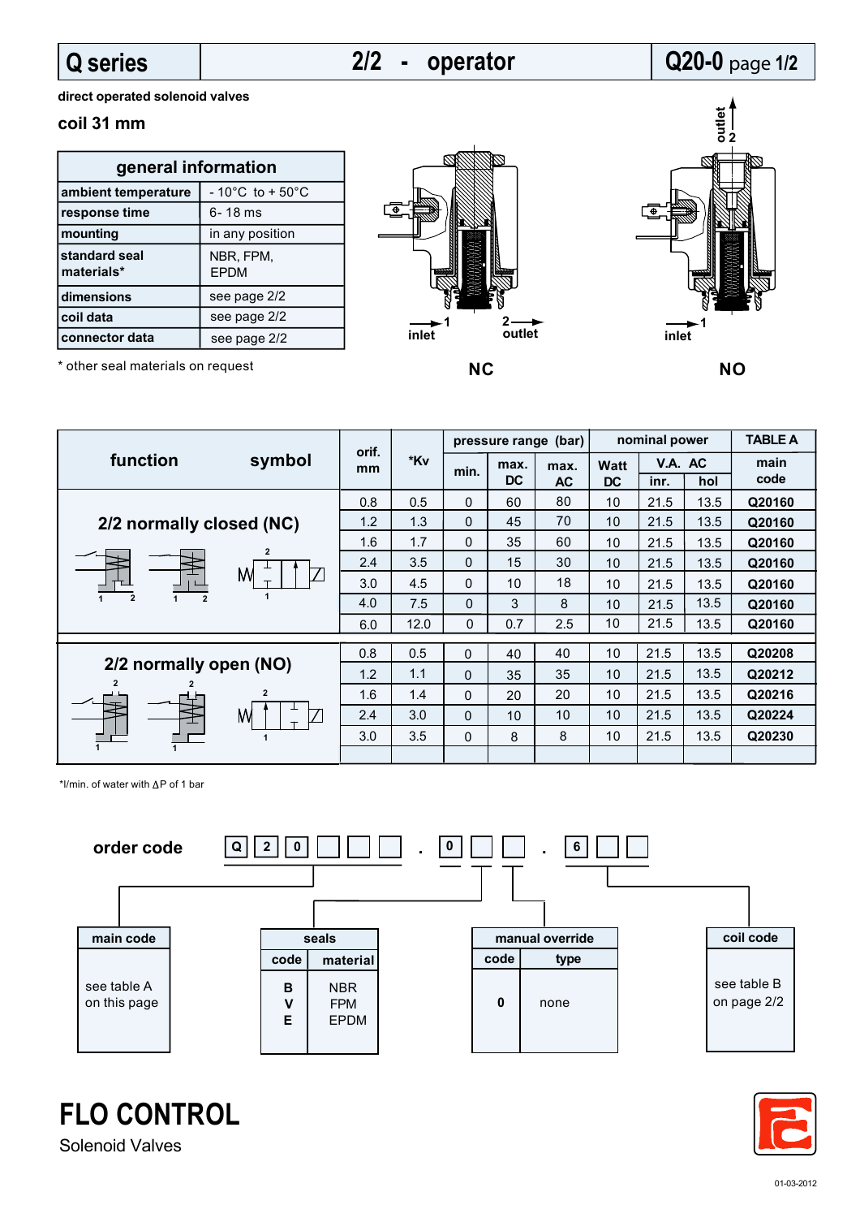# Q series | 2/2 - operator | Q20-0 page 1/2

direct operated solenoid valves

**coil 31 mm**

| general information | |
|---|---|
| **ambient temperature** | - 10°C to + 50°C |
| **response time** | 6- 18 ms |
| **mounting** | in any position |
| **standard seal materials*** | NBR, FPM, EPDM |
| **dimensions** | see page 2/2 |
| **coil data** | see page 2/2 |
| **connector data** | see page 2/2 |

* other seal materials on request

outlet 2

1 inlet — 2 outlet

**NC**

1 inlet

**NO**

| function | orif. mm | *Kv | pressure range (bar) min. | max. DC | max. AC | nominal power Watt DC | V.A. AC inr. | V.A. AC hol | TABLE A main code |
|---|---|---|---|---|---|---|---|---|---|
| **2/2 normally closed (NC)** | 0.8 | 0.5 | 0 | 60 | 80 | 10 | 21.5 | 13.5 | **Q20160** |
| | 1.2 | 1.3 | 0 | 45 | 70 | 10 | 21.5 | 13.5 | **Q20160** |
| | 1.6 | 1.7 | 0 | 35 | 60 | 10 | 21.5 | 13.5 | **Q20160** |
| | 2.4 | 3.5 | 0 | 15 | 30 | 10 | 21.5 | 13.5 | **Q20160** |
| | 3.0 | 4.5 | 0 | 10 | 18 | 10 | 21.5 | 13.5 | **Q20160** |
| | 4.0 | 7.5 | 0 | 3 | 8 | 10 | 21.5 | 13.5 | **Q20160** |
| | 6.0 | 12.0 | 0 | 0.7 | 2.5 | 10 | 21.5 | 13.5 | **Q20160** |
| **2/2 normally open (NO)** | 0.8 | 0.5 | 0 | 40 | 40 | 10 | 21.5 | 13.5 | **Q20208** |
| | 1.2 | 1.1 | 0 | 35 | 35 | 10 | 21.5 | 13.5 | **Q20212** |
| | 1.6 | 1.4 | 0 | 20 | 20 | 10 | 21.5 | 13.5 | **Q20216** |
| | 2.4 | 3.0 | 0 | 10 | 10 | 10 | 21.5 | 13.5 | **Q20224** |
| | 3.0 | 3.5 | 0 | 8 | 8 | 10 | 21.5 | 13.5 | **Q20230** |

*l/min. of water with ΔP of 1 bar

## order code

Q 2 0 _ _ _ . 0 _ _ . 6 _ _

| main code |
|---|
| see table A on this page |

| seals | |
|---|---|
| **code** | **material** |
| **B** | NBR |
| **V** | FPM |
| **E** | EPDM |

| manual override | |
|---|---|
| **code** | **type** |
| **0** | none |

| coil code |
|---|
| see table B on page 2/2 |

**FLO CONTROL**

Solenoid Valves

01-03-2012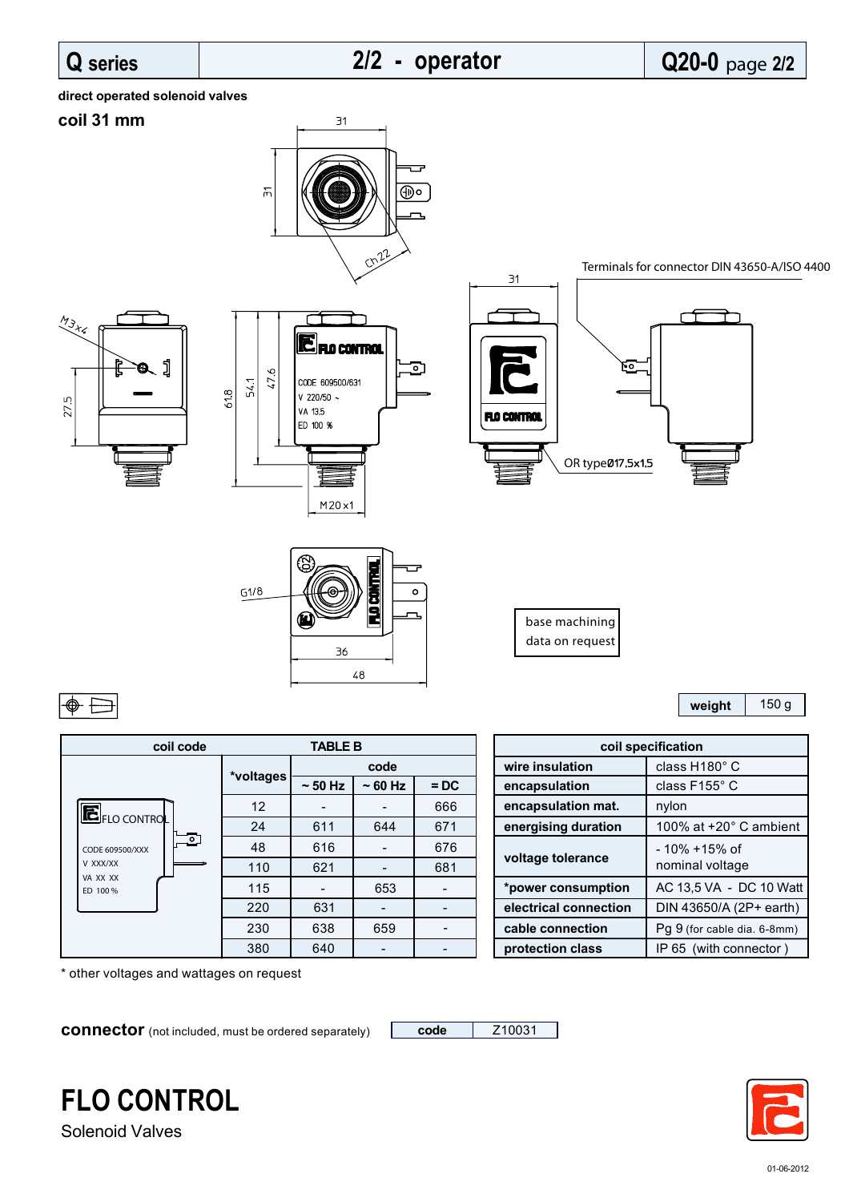# Q series | 2/2 - operator | Q20-0

**direct operated solenoid valves**

## coil 31 mm

31

31

Ch 22

Terminals for connector DIN 43650-A/ISO 4400

31

M3x4

27.5

61.8

54.1

47.6

FLO CONTROL

CODE 609500/631

V 220/50 ~

VA 13.5

ED 100 %

FLO CONTROL

OR typeØ17,5x1,5

M20x1

G1/8

36

48

base machining data on request

| weight | 150 g |
|---|---|

| coil code | TABLE B | | | |
|---|---|---|---|---|
| | *voltages | code | | |
| | | ~ 50 Hz | ~ 60 Hz | = DC |
| | 12 | - | - | 666 |
| | 24 | 611 | 644 | 671 |
| | 48 | 616 | - | 676 |
| | 110 | 621 | - | 681 |
| | 115 | - | 653 | - |
| | 220 | 631 | - | - |
| | 230 | 638 | 659 | - |
| | 380 | 640 | - | - |

FLO CONTROL
CODE 609500/XXX
V XXX/XX
VA XX XX
ED 100 %

| coil specification | |
|---|---|
| wire insulation | class H180° C |
| encapsulation | class F155° C |
| encapsulation mat. | nylon |
| energising duration | 100% at +20° C ambient |
| voltage tolerance | - 10% +15% of nominal voltage |
| *power consumption | AC 13,5 VA - DC 10 Watt |
| electrical connection | DIN 43650/A (2P+ earth) |
| cable connection | Pg 9 (for cable dia. 6-8mm) |
| protection class | IP 65 (with connector ) |

\* other voltages and wattages on request

**connector** (not included, must be ordered separately)

| code | Z10031 |
|---|---|

# FLO CONTROL

Solenoid Valves

01-06-2012